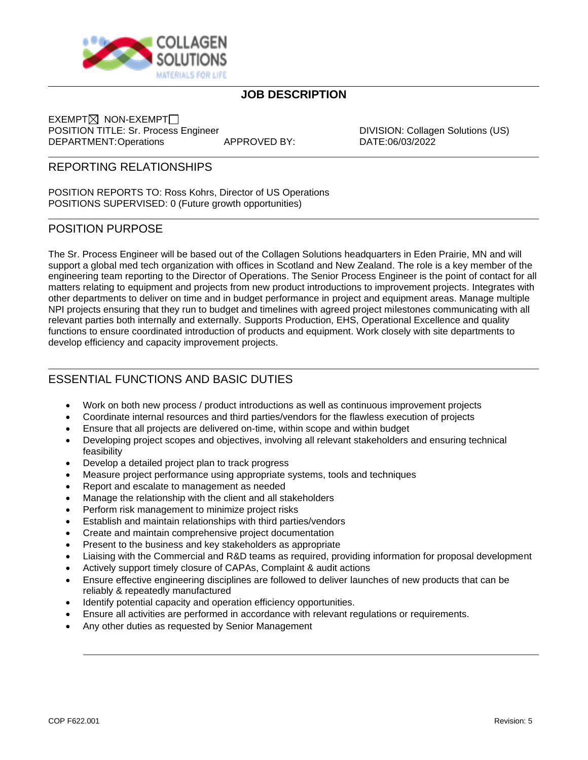# JOB DESCRIPTION

EXEMPT ☒ NON-EXEMPT ☐
POSITION TITLE: Sr. Process Engineer
DIVISION: Collagen Solutions (US)
DEPARTMENT: Operations
APPROVED BY:
DATE: 06/03/2022

## REPORTING RELATIONSHIPS

POSITION REPORTS TO: Ross Kohrs, Director of US Operations
POSITIONS SUPERVISED: 0 (Future growth opportunities)

## POSITION PURPOSE

The Sr. Process Engineer will be based out of the Collagen Solutions headquarters in Eden Prairie, MN and will support a global med tech organization with offices in Scotland and New Zealand. The role is a key member of the engineering team reporting to the Director of Operations. The Senior Process Engineer is the point of contact for all matters relating to equipment and projects from new product introductions to improvement projects. Integrates with other departments to deliver on time and in budget performance in project and equipment areas. Manage multiple NPI projects ensuring that they run to budget and timelines with agreed project milestones communicating with all relevant parties both internally and externally. Supports Production, EHS, Operational Excellence and quality functions to ensure coordinated introduction of products and equipment. Work closely with site departments to develop efficiency and capacity improvement projects.

## ESSENTIAL FUNCTIONS AND BASIC DUTIES

- Work on both new process / product introductions as well as continuous improvement projects
- Coordinate internal resources and third parties/vendors for the flawless execution of projects
- Ensure that all projects are delivered on-time, within scope and within budget
- Developing project scopes and objectives, involving all relevant stakeholders and ensuring technical feasibility
- Develop a detailed project plan to track progress
- Measure project performance using appropriate systems, tools and techniques
- Report and escalate to management as needed
- Manage the relationship with the client and all stakeholders
- Perform risk management to minimize project risks
- Establish and maintain relationships with third parties/vendors
- Create and maintain comprehensive project documentation
- Present to the business and key stakeholders as appropriate
- Liaising with the Commercial and R&D teams as required, providing information for proposal development
- Actively support timely closure of CAPAs, Complaint & audit actions
- Ensure effective engineering disciplines are followed to deliver launches of new products that can be reliably & repeatedly manufactured
- Identify potential capacity and operation efficiency opportunities.
- Ensure all activities are performed in accordance with relevant regulations or requirements.
- Any other duties as requested by Senior Management

COP F622.001 Revision: 5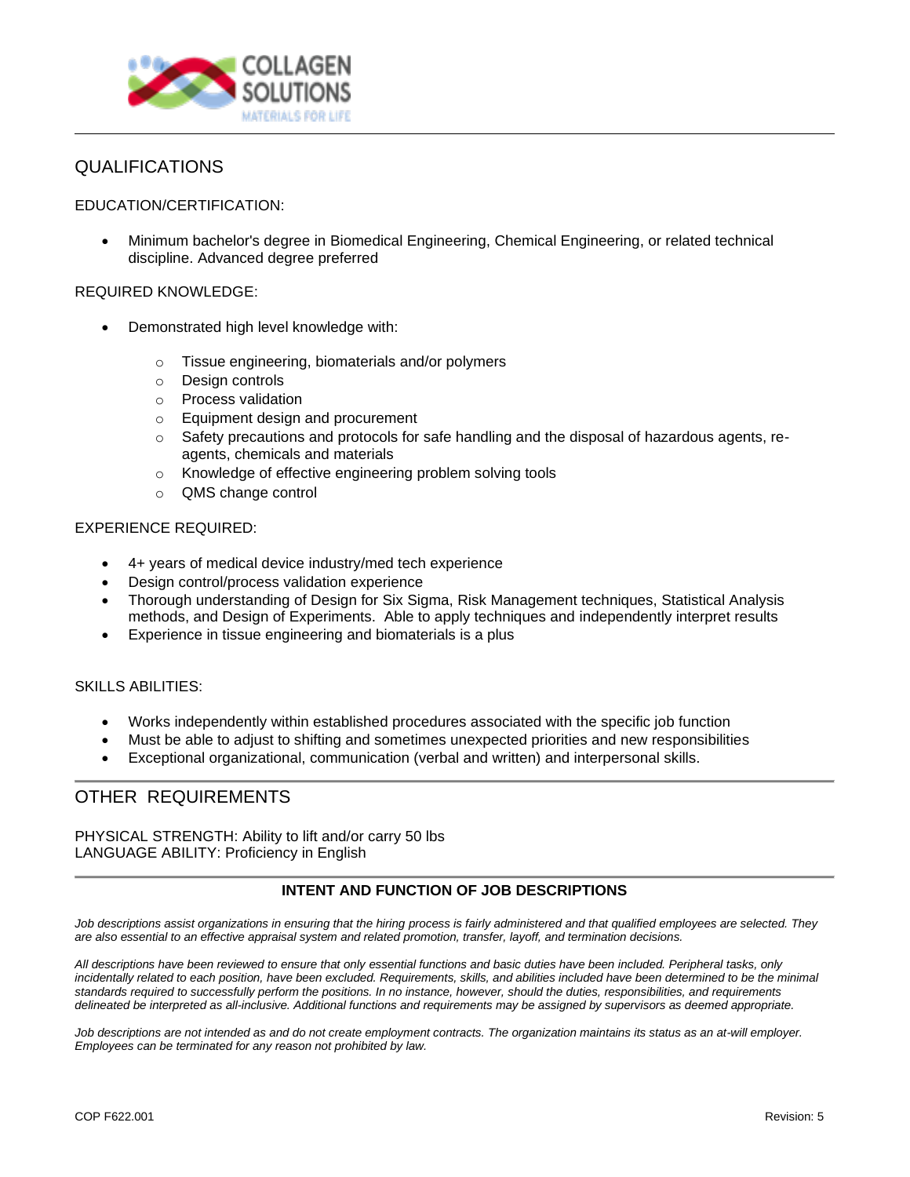## QUALIFICATIONS

EDUCATION/CERTIFICATION:

- Minimum bachelor's degree in Biomedical Engineering, Chemical Engineering, or related technical discipline. Advanced degree preferred

REQUIRED KNOWLEDGE:

- Demonstrated high level knowledge with:
    - Tissue engineering, biomaterials and/or polymers
    - Design controls
    - Process validation
    - Equipment design and procurement
    - Safety precautions and protocols for safe handling and the disposal of hazardous agents, re-agents, chemicals and materials
    - Knowledge of effective engineering problem solving tools
    - QMS change control

EXPERIENCE REQUIRED:

- 4+ years of medical device industry/med tech experience
- Design control/process validation experience
- Thorough understanding of Design for Six Sigma, Risk Management techniques, Statistical Analysis methods, and Design of Experiments. Able to apply techniques and independently interpret results
- Experience in tissue engineering and biomaterials is a plus

SKILLS ABILITIES:

- Works independently within established procedures associated with the specific job function
- Must be able to adjust to shifting and sometimes unexpected priorities and new responsibilities
- Exceptional organizational, communication (verbal and written) and interpersonal skills.

## OTHER REQUIREMENTS

PHYSICAL STRENGTH: Ability to lift and/or carry 50 lbs
LANGUAGE ABILITY: Proficiency in English

### INTENT AND FUNCTION OF JOB DESCRIPTIONS

*Job descriptions assist organizations in ensuring that the hiring process is fairly administered and that qualified employees are selected. They are also essential to an effective appraisal system and related promotion, transfer, layoff, and termination decisions.*

*All descriptions have been reviewed to ensure that only essential functions and basic duties have been included. Peripheral tasks, only incidentally related to each position, have been excluded. Requirements, skills, and abilities included have been determined to be the minimal standards required to successfully perform the positions. In no instance, however, should the duties, responsibilities, and requirements delineated be interpreted as all-inclusive. Additional functions and requirements may be assigned by supervisors as deemed appropriate.*

*Job descriptions are not intended as and do not create employment contracts. The organization maintains its status as an at-will employer. Employees can be terminated for any reason not prohibited by law.*